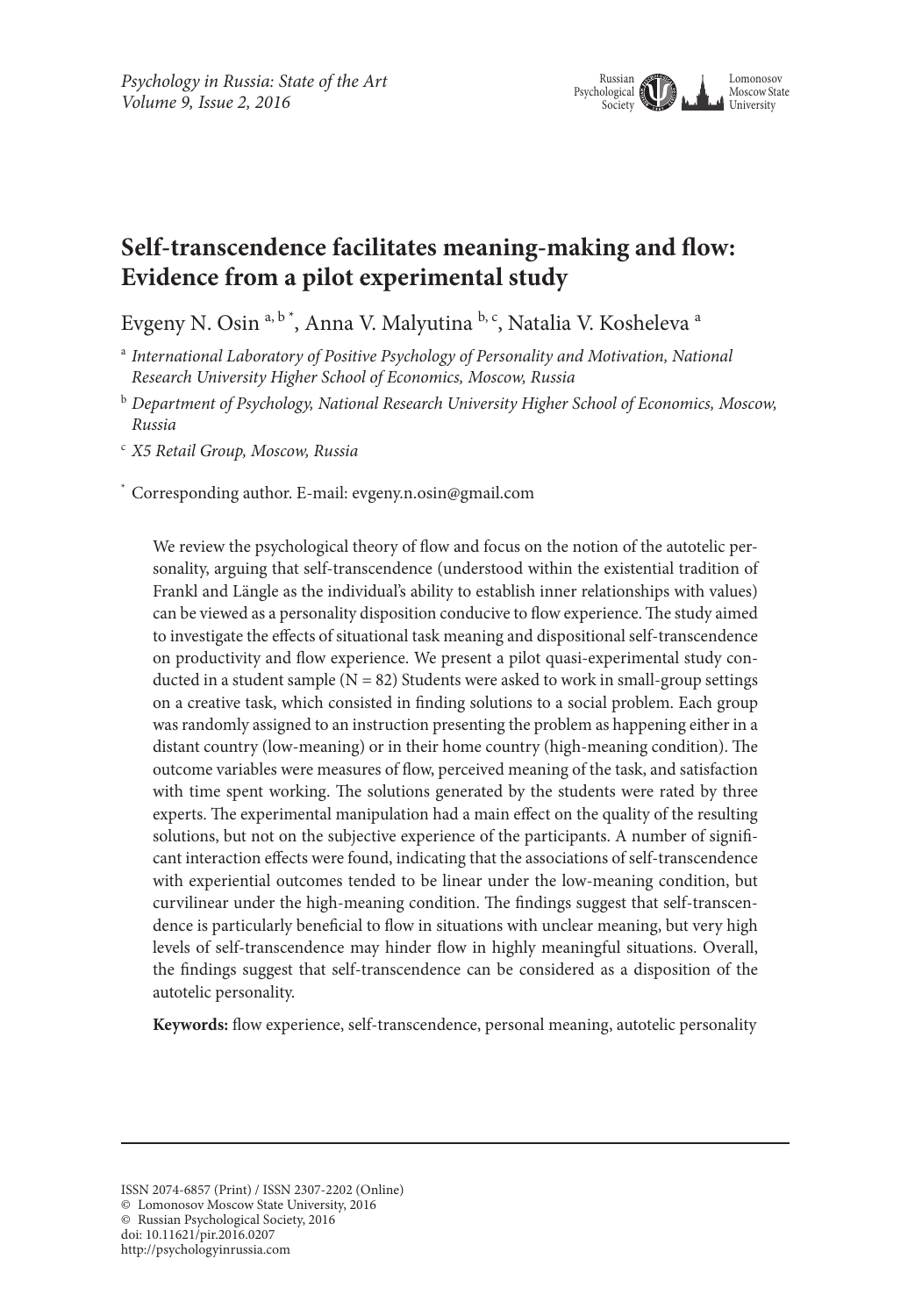# Self-transcendence facilitates meaning-making and flow: Evidence from a pilot experimental study

Evgeny N. Osin [a, b *], Anna V. Malyutina [b, c], Natalia V. Kosheleva [a]

[a] *International Laboratory of Positive Psychology of Personality and Motivation, National Research University Higher School of Economics, Moscow, Russia*

[b] *Department of Psychology, National Research University Higher School of Economics, Moscow, Russia*

[c] *X5 Retail Group, Moscow, Russia*

[*] Corresponding author. E-mail: evgeny.n.osin@gmail.com

We review the psychological theory of flow and focus on the notion of the autotelic personality, arguing that self-transcendence (understood within the existential tradition of Frankl and Längle as the individual's ability to establish inner relationships with values) can be viewed as a personality disposition conducive to flow experience. The study aimed to investigate the effects of situational task meaning and dispositional self-transcendence on productivity and flow experience. We present a pilot quasi-experimental study conducted in a student sample (N = 82) Students were asked to work in small-group settings on a creative task, which consisted in finding solutions to a social problem. Each group was randomly assigned to an instruction presenting the problem as happening either in a distant country (low-meaning) or in their home country (high-meaning condition). The outcome variables were measures of flow, perceived meaning of the task, and satisfaction with time spent working. The solutions generated by the students were rated by three experts. The experimental manipulation had a main effect on the quality of the resulting solutions, but not on the subjective experience of the participants. A number of significant interaction effects were found, indicating that the associations of self-transcendence with experiential outcomes tended to be linear under the low-meaning condition, but curvilinear under the high-meaning condition. The findings suggest that self-transcendence is particularly beneficial to flow in situations with unclear meaning, but very high levels of self-transcendence may hinder flow in highly meaningful situations. Overall, the findings suggest that self-transcendence can be considered as a disposition of the autotelic personality.

**Keywords:** flow experience, self-transcendence, personal meaning, autotelic personality

---

ISSN 2074-6857 (Print) / ISSN 2307-2202 (Online)
© Lomonosov Moscow State University, 2016
© Russian Psychological Society, 2016
doi: 10.11621/pir.2016.0207
http://psychologyinrussia.com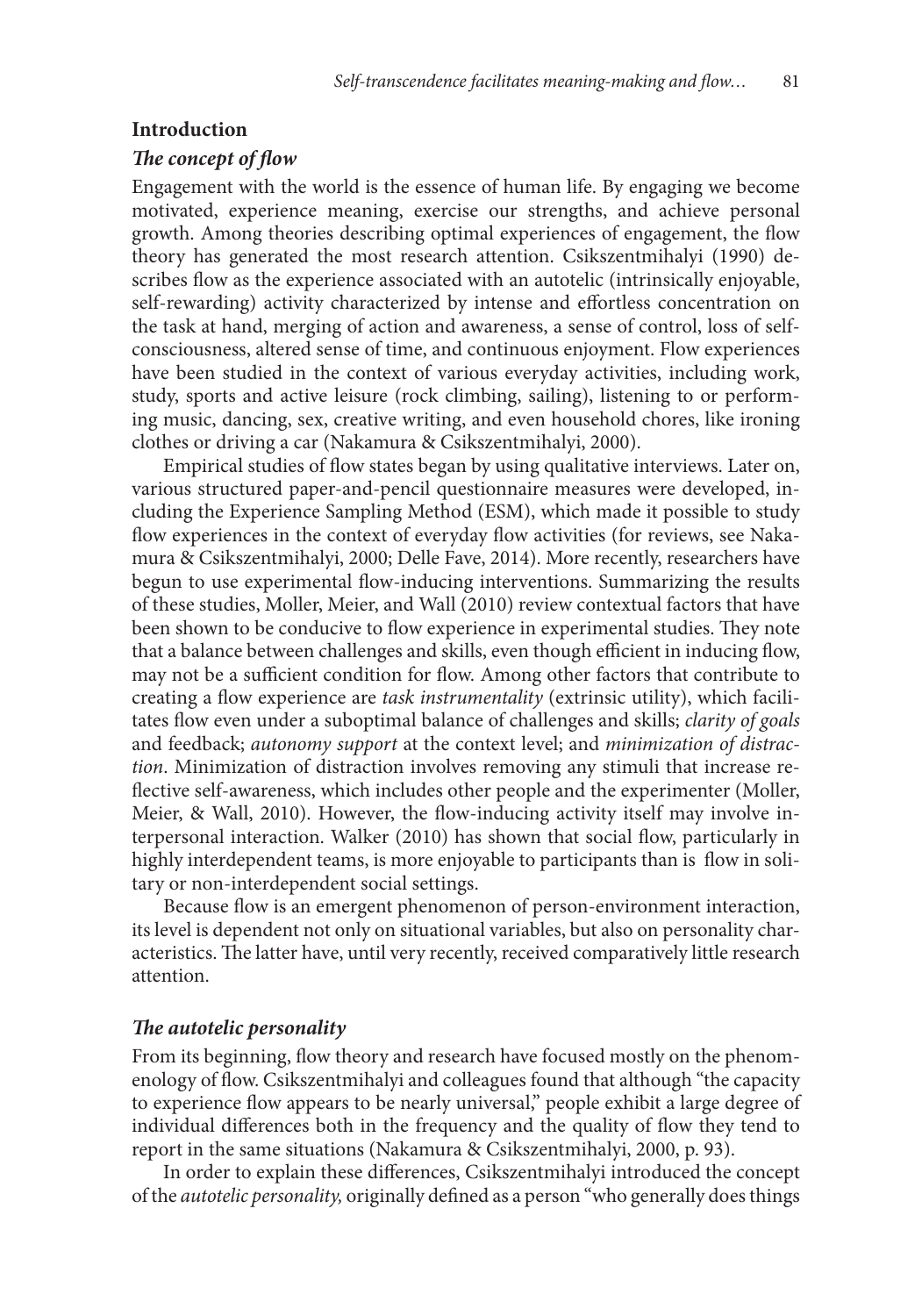## Introduction

### *The concept of flow*

Engagement with the world is the essence of human life. By engaging we become motivated, experience meaning, exercise our strengths, and achieve personal growth. Among theories describing optimal experiences of engagement, the flow theory has generated the most research attention. Csikszentmihalyi (1990) describes flow as the experience associated with an autotelic (intrinsically enjoyable, self-rewarding) activity characterized by intense and effortless concentration on the task at hand, merging of action and awareness, a sense of control, loss of self-consciousness, altered sense of time, and continuous enjoyment. Flow experiences have been studied in the context of various everyday activities, including work, study, sports and active leisure (rock climbing, sailing), listening to or performing music, dancing, sex, creative writing, and even household chores, like ironing clothes or driving a car (Nakamura & Csikszentmihalyi, 2000).

Empirical studies of flow states began by using qualitative interviews. Later on, various structured paper-and-pencil questionnaire measures were developed, including the Experience Sampling Method (ESM), which made it possible to study flow experiences in the context of everyday flow activities (for reviews, see Nakamura & Csikszentmihalyi, 2000; Delle Fave, 2014). More recently, researchers have begun to use experimental flow-inducing interventions. Summarizing the results of these studies, Moller, Meier, and Wall (2010) review contextual factors that have been shown to be conducive to flow experience in experimental studies. They note that a balance between challenges and skills, even though efficient in inducing flow, may not be a sufficient condition for flow. Among other factors that contribute to creating a flow experience are *task instrumentality* (extrinsic utility), which facilitates flow even under a suboptimal balance of challenges and skills; *clarity of goals* and feedback; *autonomy support* at the context level; and *minimization of distraction*. Minimization of distraction involves removing any stimuli that increase reflective self-awareness, which includes other people and the experimenter (Moller, Meier, & Wall, 2010). However, the flow-inducing activity itself may involve interpersonal interaction. Walker (2010) has shown that social flow, particularly in highly interdependent teams, is more enjoyable to participants than is flow in solitary or non-interdependent social settings.

Because flow is an emergent phenomenon of person-environment interaction, its level is dependent not only on situational variables, but also on personality characteristics. The latter have, until very recently, received comparatively little research attention.

### *The autotelic personality*

From its beginning, flow theory and research have focused mostly on the phenomenology of flow. Csikszentmihalyi and colleagues found that although "the capacity to experience flow appears to be nearly universal," people exhibit a large degree of individual differences both in the frequency and the quality of flow they tend to report in the same situations (Nakamura & Csikszentmihalyi, 2000, p. 93).

In order to explain these differences, Csikszentmihalyi introduced the concept of the *autotelic personality,* originally defined as a person "who generally does things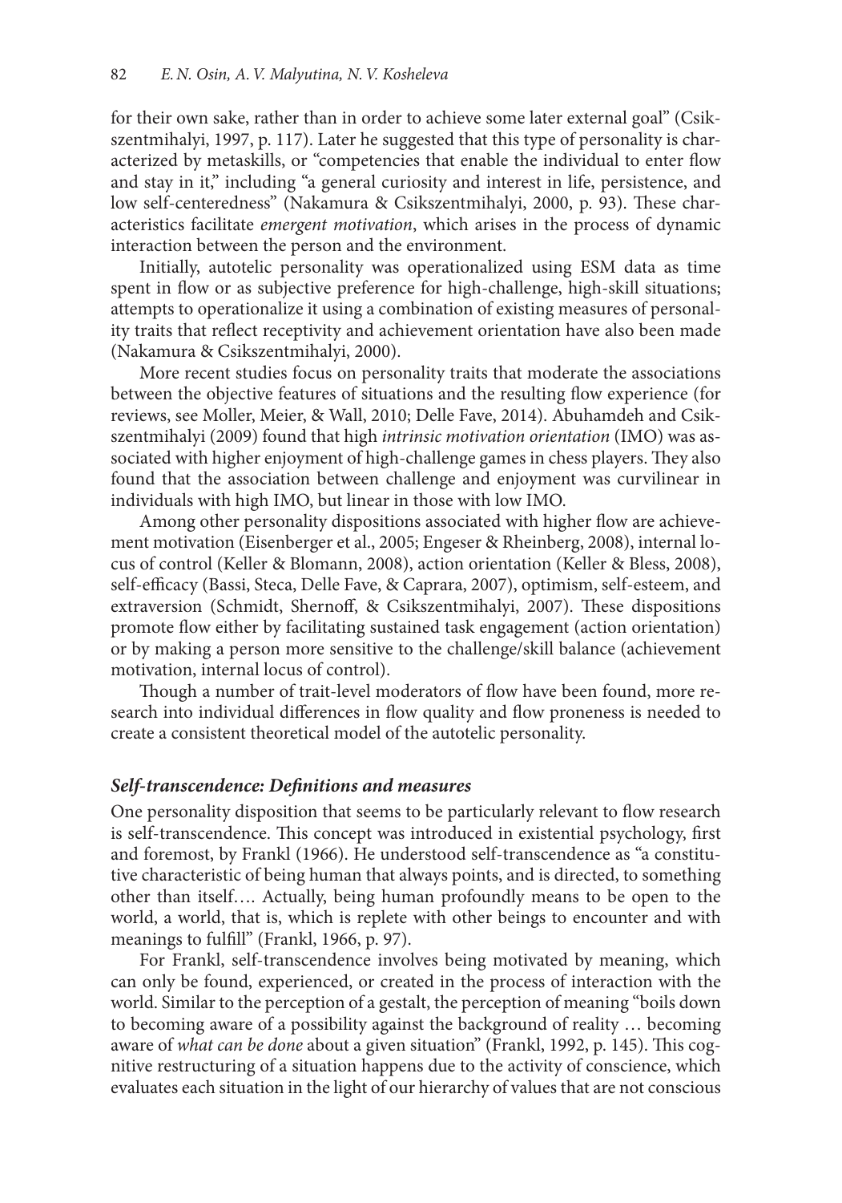for their own sake, rather than in order to achieve some later external goal" (Csikszentmihalyi, 1997, p. 117). Later he suggested that this type of personality is characterized by metaskills, or "competencies that enable the individual to enter flow and stay in it," including "a general curiosity and interest in life, persistence, and low self-centeredness" (Nakamura & Csikszentmihalyi, 2000, p. 93). These characteristics facilitate *emergent motivation*, which arises in the process of dynamic interaction between the person and the environment.

Initially, autotelic personality was operationalized using ESM data as time spent in flow or as subjective preference for high-challenge, high-skill situations; attempts to operationalize it using a combination of existing measures of personality traits that reflect receptivity and achievement orientation have also been made (Nakamura & Csikszentmihalyi, 2000).

More recent studies focus on personality traits that moderate the associations between the objective features of situations and the resulting flow experience (for reviews, see Moller, Meier, & Wall, 2010; Delle Fave, 2014). Abuhamdeh and Csikszentmihalyi (2009) found that high *intrinsic motivation orientation* (IMO) was associated with higher enjoyment of high-challenge games in chess players. They also found that the association between challenge and enjoyment was curvilinear in individuals with high IMO, but linear in those with low IMO.

Among other personality dispositions associated with higher flow are achievement motivation (Eisenberger et al., 2005; Engeser & Rheinberg, 2008), internal locus of control (Keller & Blomann, 2008), action orientation (Keller & Bless, 2008), self-efficacy (Bassi, Steca, Delle Fave, & Caprara, 2007), optimism, self-esteem, and extraversion (Schmidt, Shernoff, & Csikszentmihalyi, 2007). These dispositions promote flow either by facilitating sustained task engagement (action orientation) or by making a person more sensitive to the challenge/skill balance (achievement motivation, internal locus of control).

Though a number of trait-level moderators of flow have been found, more research into individual differences in flow quality and flow proneness is needed to create a consistent theoretical model of the autotelic personality.

### *Self-transcendence: Definitions and measures*

One personality disposition that seems to be particularly relevant to flow research is self-transcendence. This concept was introduced in existential psychology, first and foremost, by Frankl (1966). He understood self-transcendence as "a constitutive characteristic of being human that always points, and is directed, to something other than itself…. Actually, being human profoundly means to be open to the world, a world, that is, which is replete with other beings to encounter and with meanings to fulfill" (Frankl, 1966, p. 97).

For Frankl, self-transcendence involves being motivated by meaning, which can only be found, experienced, or created in the process of interaction with the world. Similar to the perception of a gestalt, the perception of meaning "boils down to becoming aware of a possibility against the background of reality … becoming aware of *what can be done* about a given situation" (Frankl, 1992, p. 145). This cognitive restructuring of a situation happens due to the activity of conscience, which evaluates each situation in the light of our hierarchy of values that are not conscious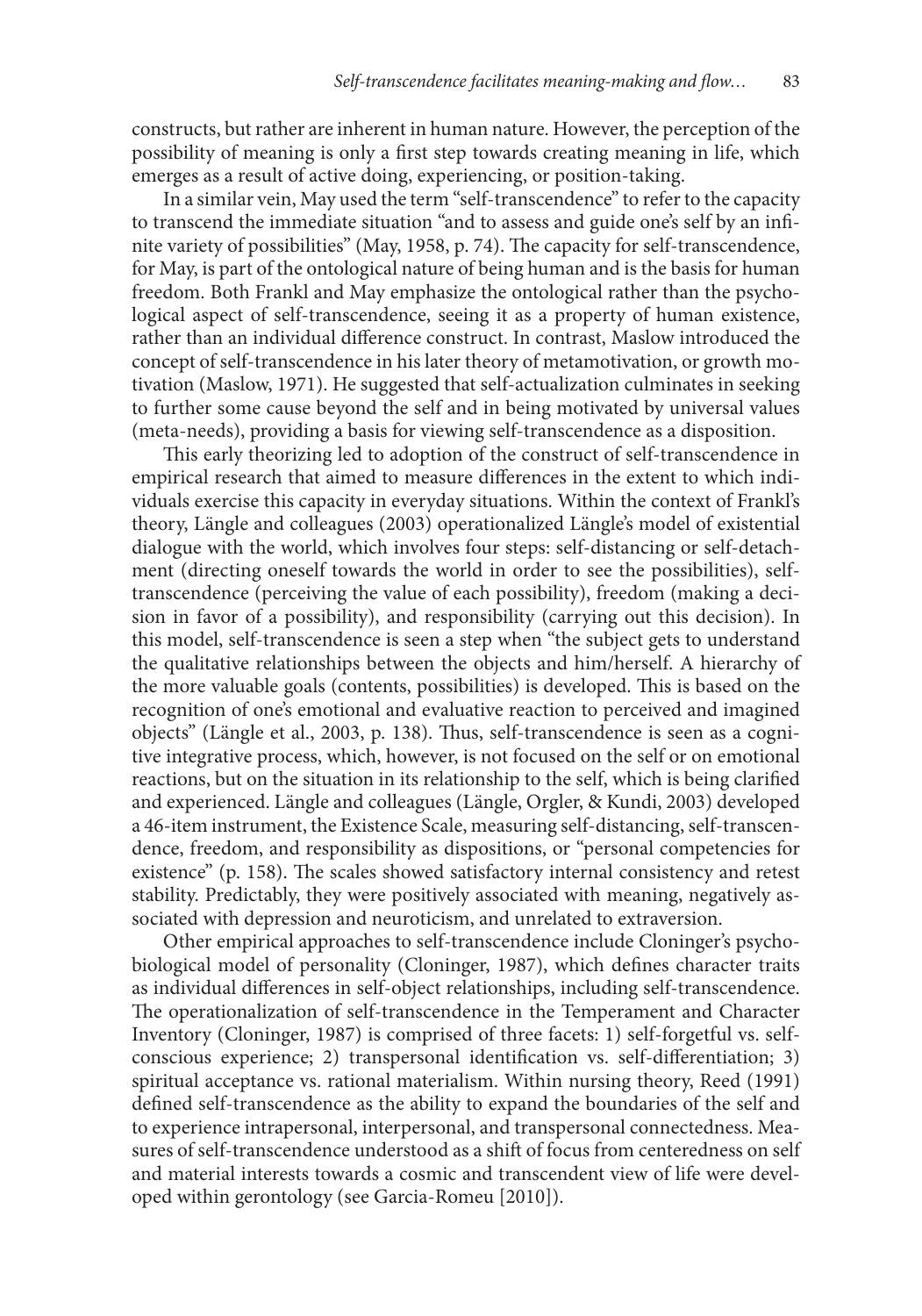constructs, but rather are inherent in human nature. However, the perception of the possibility of meaning is only a first step towards creating meaning in life, which emerges as a result of active doing, experiencing, or position-taking.

In a similar vein, May used the term "self-transcendence" to refer to the capacity to transcend the immediate situation "and to assess and guide one's self by an infinite variety of possibilities" (May, 1958, p. 74). The capacity for self-transcendence, for May, is part of the ontological nature of being human and is the basis for human freedom. Both Frankl and May emphasize the ontological rather than the psychological aspect of self-transcendence, seeing it as a property of human existence, rather than an individual difference construct. In contrast, Maslow introduced the concept of self-transcendence in his later theory of metamotivation, or growth motivation (Maslow, 1971). He suggested that self-actualization culminates in seeking to further some cause beyond the self and in being motivated by universal values (meta-needs), providing a basis for viewing self-transcendence as a disposition.

This early theorizing led to adoption of the construct of self-transcendence in empirical research that aimed to measure differences in the extent to which individuals exercise this capacity in everyday situations. Within the context of Frankl's theory, Längle and colleagues (2003) operationalized Längle's model of existential dialogue with the world, which involves four steps: self-distancing or self-detachment (directing oneself towards the world in order to see the possibilities), self-transcendence (perceiving the value of each possibility), freedom (making a decision in favor of a possibility), and responsibility (carrying out this decision). In this model, self-transcendence is seen a step when "the subject gets to understand the qualitative relationships between the objects and him/herself. A hierarchy of the more valuable goals (contents, possibilities) is developed. This is based on the recognition of one's emotional and evaluative reaction to perceived and imagined objects" (Längle et al., 2003, p. 138). Thus, self-transcendence is seen as a cognitive integrative process, which, however, is not focused on the self or on emotional reactions, but on the situation in its relationship to the self, which is being clarified and experienced. Längle and colleagues (Längle, Orgler, & Kundi, 2003) developed a 46-item instrument, the Existence Scale, measuring self-distancing, self-transcendence, freedom, and responsibility as dispositions, or "personal competencies for existence" (p. 158). The scales showed satisfactory internal consistency and retest stability. Predictably, they were positively associated with meaning, negatively associated with depression and neuroticism, and unrelated to extraversion.

Other empirical approaches to self-transcendence include Cloninger's psychobiological model of personality (Cloninger, 1987), which defines character traits as individual differences in self-object relationships, including self-transcendence. The operationalization of self-transcendence in the Temperament and Character Inventory (Cloninger, 1987) is comprised of three facets: 1) self-forgetful vs. self-conscious experience; 2) transpersonal identification vs. self-differentiation; 3) spiritual acceptance vs. rational materialism. Within nursing theory, Reed (1991) defined self-transcendence as the ability to expand the boundaries of the self and to experience intrapersonal, interpersonal, and transpersonal connectedness. Measures of self-transcendence understood as a shift of focus from centeredness on self and material interests towards a cosmic and transcendent view of life were developed within gerontology (see Garcia-Romeu [2010]).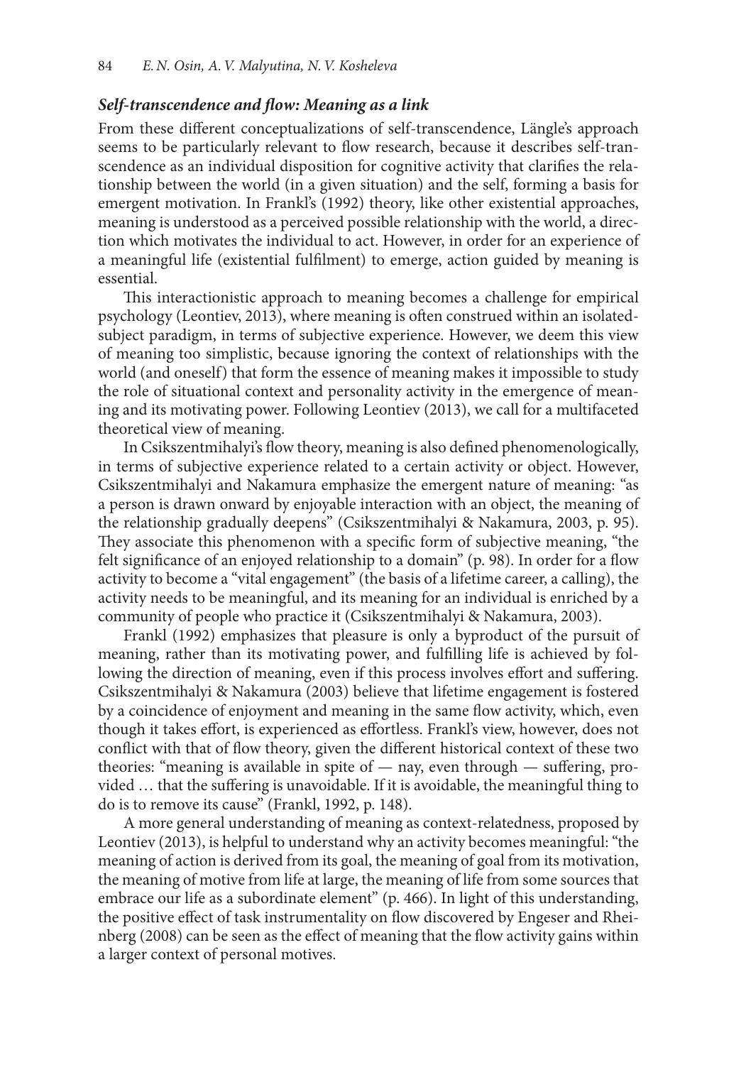### *Self-transcendence and flow: Meaning as a link*

From these different conceptualizations of self-transcendence, Längle's approach seems to be particularly relevant to flow research, because it describes self-transcendence as an individual disposition for cognitive activity that clarifies the relationship between the world (in a given situation) and the self, forming a basis for emergent motivation. In Frankl's (1992) theory, like other existential approaches, meaning is understood as a perceived possible relationship with the world, a direction which motivates the individual to act. However, in order for an experience of a meaningful life (existential fulfilment) to emerge, action guided by meaning is essential.

This interactionistic approach to meaning becomes a challenge for empirical psychology (Leontiev, 2013), where meaning is often construed within an isolated-subject paradigm, in terms of subjective experience. However, we deem this view of meaning too simplistic, because ignoring the context of relationships with the world (and oneself) that form the essence of meaning makes it impossible to study the role of situational context and personality activity in the emergence of meaning and its motivating power. Following Leontiev (2013), we call for a multifaceted theoretical view of meaning.

In Csikszentmihalyi's flow theory, meaning is also defined phenomenologically, in terms of subjective experience related to a certain activity or object. However, Csikszentmihalyi and Nakamura emphasize the emergent nature of meaning: "as a person is drawn onward by enjoyable interaction with an object, the meaning of the relationship gradually deepens" (Csikszentmihalyi & Nakamura, 2003, p. 95). They associate this phenomenon with a specific form of subjective meaning, "the felt significance of an enjoyed relationship to a domain" (p. 98). In order for a flow activity to become a "vital engagement" (the basis of a lifetime career, a calling), the activity needs to be meaningful, and its meaning for an individual is enriched by a community of people who practice it (Csikszentmihalyi & Nakamura, 2003).

Frankl (1992) emphasizes that pleasure is only a byproduct of the pursuit of meaning, rather than its motivating power, and fulfilling life is achieved by following the direction of meaning, even if this process involves effort and suffering. Csikszentmihalyi & Nakamura (2003) believe that lifetime engagement is fostered by a coincidence of enjoyment and meaning in the same flow activity, which, even though it takes effort, is experienced as effortless. Frankl's view, however, does not conflict with that of flow theory, given the different historical context of these two theories: "meaning is available in spite of — nay, even through — suffering, provided … that the suffering is unavoidable. If it is avoidable, the meaningful thing to do is to remove its cause" (Frankl, 1992, p. 148).

A more general understanding of meaning as context-relatedness, proposed by Leontiev (2013), is helpful to understand why an activity becomes meaningful: "the meaning of action is derived from its goal, the meaning of goal from its motivation, the meaning of motive from life at large, the meaning of life from some sources that embrace our life as a subordinate element" (p. 466). In light of this understanding, the positive effect of task instrumentality on flow discovered by Engeser and Rheinberg (2008) can be seen as the effect of meaning that the flow activity gains within a larger context of personal motives.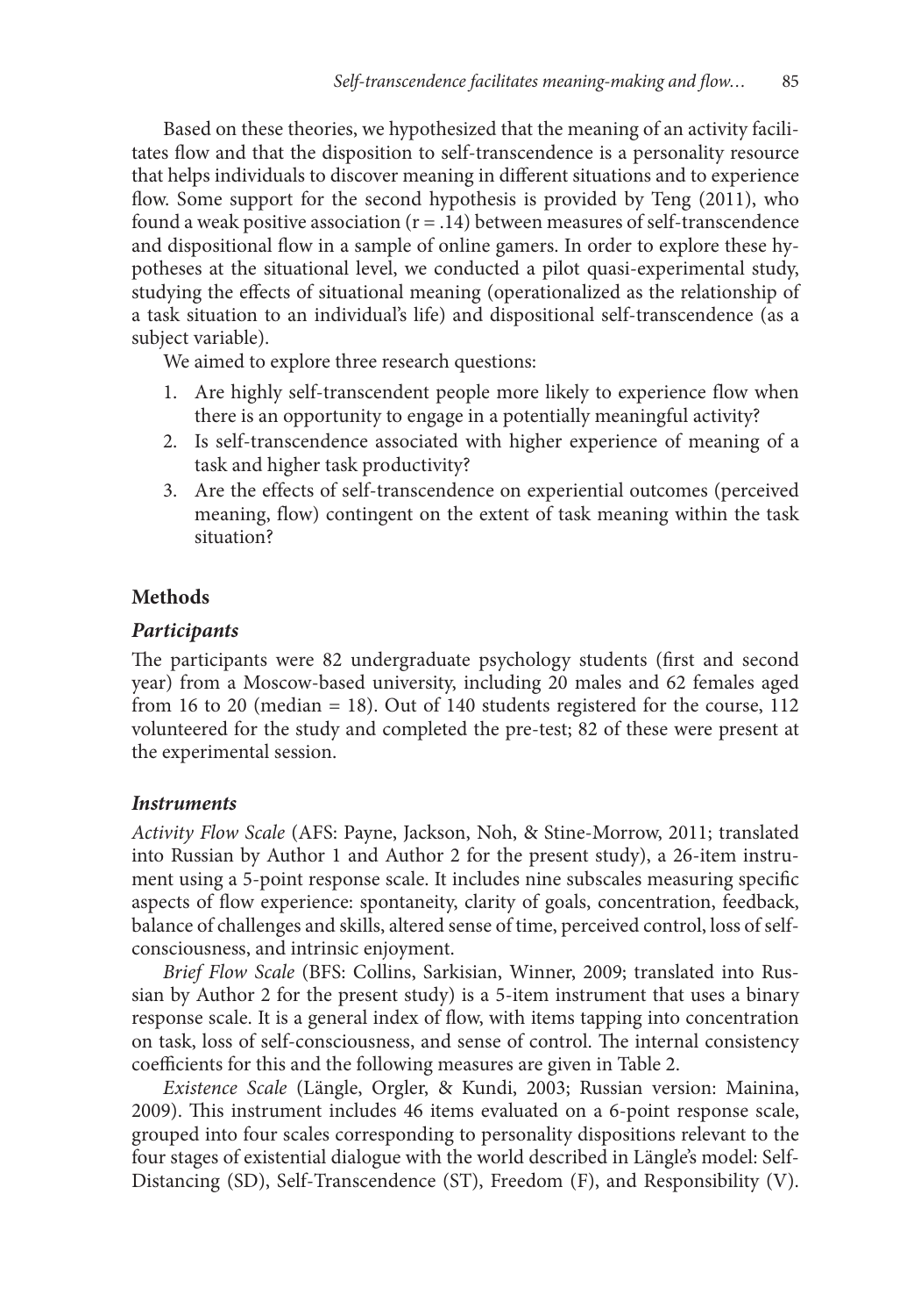Based on these theories, we hypothesized that the meaning of an activity facilitates flow and that the disposition to self-transcendence is a personality resource that helps individuals to discover meaning in different situations and to experience flow. Some support for the second hypothesis is provided by Teng (2011), who found a weak positive association ($r = .14$) between measures of self-transcendence and dispositional flow in a sample of online gamers. In order to explore these hypotheses at the situational level, we conducted a pilot quasi-experimental study, studying the effects of situational meaning (operationalized as the relationship of a task situation to an individual's life) and dispositional self-transcendence (as a subject variable).

We aimed to explore three research questions:

1. Are highly self-transcendent people more likely to experience flow when there is an opportunity to engage in a potentially meaningful activity?
2. Is self-transcendence associated with higher experience of meaning of a task and higher task productivity?
3. Are the effects of self-transcendence on experiential outcomes (perceived meaning, flow) contingent on the extent of task meaning within the task situation?

## Methods

### *Participants*

The participants were 82 undergraduate psychology students (first and second year) from a Moscow-based university, including 20 males and 62 females aged from 16 to 20 (median = 18). Out of 140 students registered for the course, 112 volunteered for the study and completed the pre-test; 82 of these were present at the experimental session.

### *Instruments*

*Activity Flow Scale* (AFS: Payne, Jackson, Noh, & Stine-Morrow, 2011; translated into Russian by Author 1 and Author 2 for the present study), a 26-item instrument using a 5-point response scale. It includes nine subscales measuring specific aspects of flow experience: spontaneity, clarity of goals, concentration, feedback, balance of challenges and skills, altered sense of time, perceived control, loss of self-consciousness, and intrinsic enjoyment.

*Brief Flow Scale* (BFS: Collins, Sarkisian, Winner, 2009; translated into Russian by Author 2 for the present study) is a 5-item instrument that uses a binary response scale. It is a general index of flow, with items tapping into concentration on task, loss of self-consciousness, and sense of control. The internal consistency coefficients for this and the following measures are given in Table 2.

*Existence Scale* (Längle, Orgler, & Kundi, 2003; Russian version: Mainina, 2009). This instrument includes 46 items evaluated on a 6-point response scale, grouped into four scales corresponding to personality dispositions relevant to the four stages of existential dialogue with the world described in Längle's model: Self-Distancing (SD), Self-Transcendence (ST), Freedom (F), and Responsibility (V).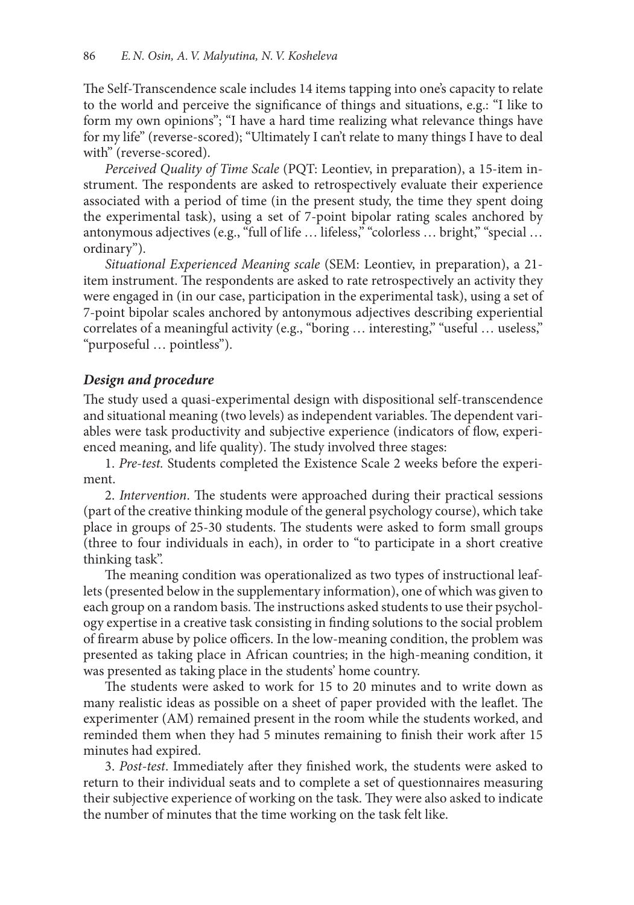The Self-Transcendence scale includes 14 items tapping into one's capacity to relate to the world and perceive the significance of things and situations, e.g.: "I like to form my own opinions"; "I have a hard time realizing what relevance things have for my life" (reverse-scored); "Ultimately I can't relate to many things I have to deal with" (reverse-scored).

*Perceived Quality of Time Scale* (PQT: Leontiev, in preparation), a 15-item instrument. The respondents are asked to retrospectively evaluate their experience associated with a period of time (in the present study, the time they spent doing the experimental task), using a set of 7-point bipolar rating scales anchored by antonymous adjectives (e.g., "full of life … lifeless," "colorless … bright," "special … ordinary").

*Situational Experienced Meaning scale* (SEM: Leontiev, in preparation), a 21-item instrument. The respondents are asked to rate retrospectively an activity they were engaged in (in our case, participation in the experimental task), using a set of 7-point bipolar scales anchored by antonymous adjectives describing experiential correlates of a meaningful activity (e.g., "boring … interesting," "useful … useless," "purposeful … pointless").

### *Design and procedure*

The study used a quasi-experimental design with dispositional self-transcendence and situational meaning (two levels) as independent variables. The dependent variables were task productivity and subjective experience (indicators of flow, experienced meaning, and life quality). The study involved three stages:

1. *Pre-test.* Students completed the Existence Scale 2 weeks before the experiment.

2. *Intervention*. The students were approached during their practical sessions (part of the creative thinking module of the general psychology course), which take place in groups of 25-30 students. The students were asked to form small groups (three to four individuals in each), in order to "to participate in a short creative thinking task".

The meaning condition was operationalized as two types of instructional leaflets (presented below in the supplementary information), one of which was given to each group on a random basis. The instructions asked students to use their psychology expertise in a creative task consisting in finding solutions to the social problem of firearm abuse by police officers. In the low-meaning condition, the problem was presented as taking place in African countries; in the high-meaning condition, it was presented as taking place in the students' home country.

The students were asked to work for 15 to 20 minutes and to write down as many realistic ideas as possible on a sheet of paper provided with the leaflet. The experimenter (AM) remained present in the room while the students worked, and reminded them when they had 5 minutes remaining to finish their work after 15 minutes had expired.

3. *Post-test*. Immediately after they finished work, the students were asked to return to their individual seats and to complete a set of questionnaires measuring their subjective experience of working on the task. They were also asked to indicate the number of minutes that the time working on the task felt like.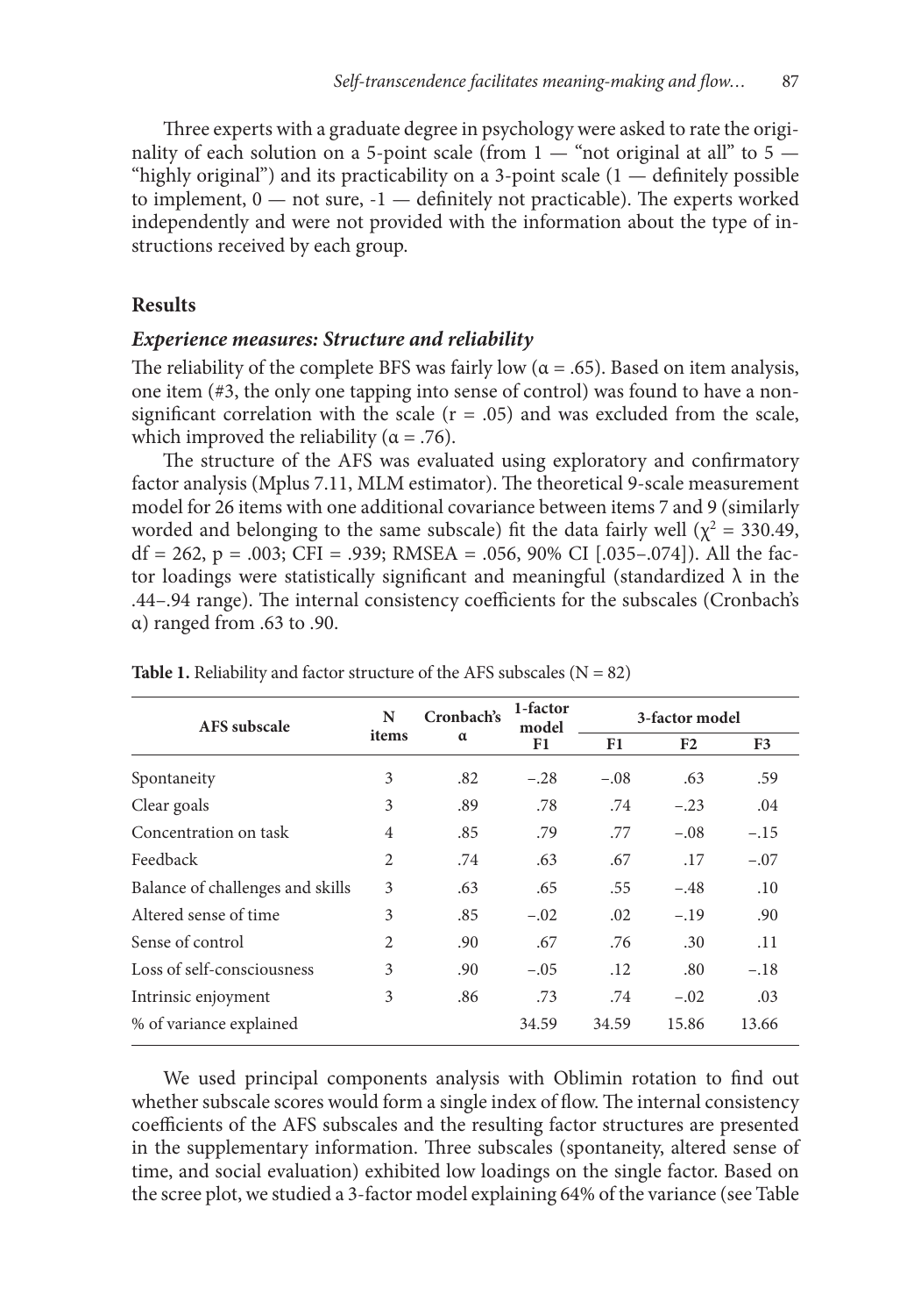Three experts with a graduate degree in psychology were asked to rate the originality of each solution on a 5-point scale (from 1 — "not original at all" to 5 — "highly original") and its practicability on a 3-point scale (1 — definitely possible to implement, 0 — not sure, -1 — definitely not practicable). The experts worked independently and were not provided with the information about the type of instructions received by each group.

## Results

### *Experience measures: Structure and reliability*

The reliability of the complete BFS was fairly low ($\alpha = .65$). Based on item analysis, one item (#3, the only one tapping into sense of control) was found to have a non-significant correlation with the scale ($r = .05$) and was excluded from the scale, which improved the reliability ($\alpha = .76$).

The structure of the AFS was evaluated using exploratory and confirmatory factor analysis (Mplus 7.11, MLM estimator). The theoretical 9-scale measurement model for 26 items with one additional covariance between items 7 and 9 (similarly worded and belonging to the same subscale) fit the data fairly well ($\chi^2 = 330.49$, $df = 262$, $p = .003$; CFI = .939; RMSEA = .056, 90% CI [.035–.074]). All the factor loadings were statistically significant and meaningful (standardized $\lambda$ in the .44–.94 range). The internal consistency coefficients for the subscales (Cronbach's $\alpha$) ranged from .63 to .90.

**Table 1.** Reliability and factor structure of the AFS subscales (N = 82)

| AFS subscale | N items | Cronbach's α | 1-factor model | 3-factor model | | |
|---|---|---|---|---|---|---|
| | | | F1 | F1 | F2 | F3 |
| Spontaneity | 3 | .82 | −.28 | −.08 | .63 | .59 |
| Clear goals | 3 | .89 | .78 | .74 | −.23 | .04 |
| Concentration on task | 4 | .85 | .79 | .77 | −.08 | −.15 |
| Feedback | 2 | .74 | .63 | .67 | .17 | −.07 |
| Balance of challenges and skills | 3 | .63 | .65 | .55 | −.48 | .10 |
| Altered sense of time | 3 | .85 | −.02 | .02 | −.19 | .90 |
| Sense of control | 2 | .90 | .67 | .76 | .30 | .11 |
| Loss of self-consciousness | 3 | .90 | −.05 | .12 | .80 | −.18 |
| Intrinsic enjoyment | 3 | .86 | .73 | .74 | −.02 | .03 |
| % of variance explained | | | 34.59 | 34.59 | 15.86 | 13.66 |

We used principal components analysis with Oblimin rotation to find out whether subscale scores would form a single index of flow. The internal consistency coefficients of the AFS subscales and the resulting factor structures are presented in the supplementary information. Three subscales (spontaneity, altered sense of time, and social evaluation) exhibited low loadings on the single factor. Based on the scree plot, we studied a 3-factor model explaining 64% of the variance (see Table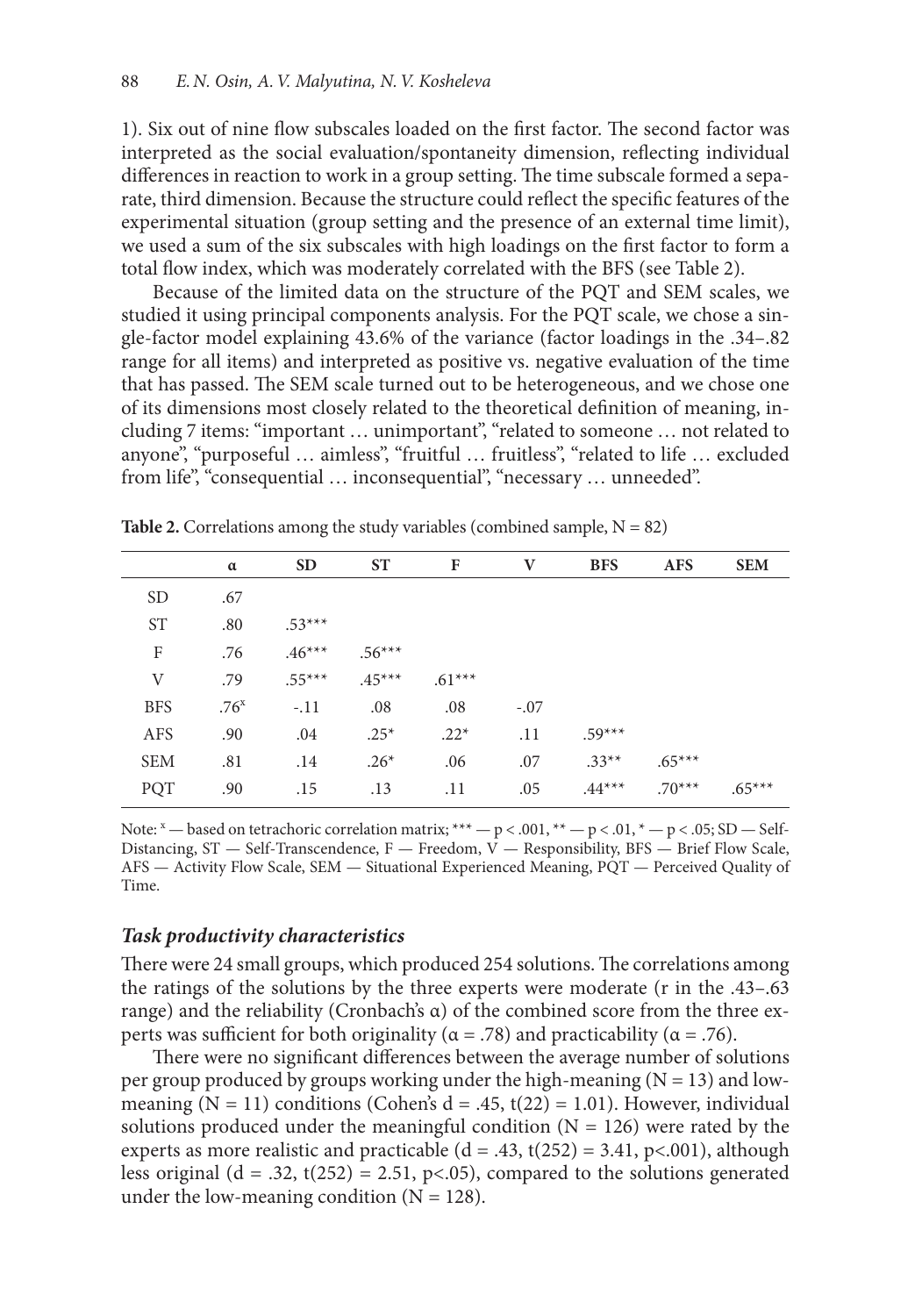1). Six out of nine flow subscales loaded on the first factor. The second factor was interpreted as the social evaluation/spontaneity dimension, reflecting individual differences in reaction to work in a group setting. The time subscale formed a separate, third dimension. Because the structure could reflect the specific features of the experimental situation (group setting and the presence of an external time limit), we used a sum of the six subscales with high loadings on the first factor to form a total flow index, which was moderately correlated with the BFS (see Table 2).

Because of the limited data on the structure of the PQT and SEM scales, we studied it using principal components analysis. For the PQT scale, we chose a single-factor model explaining 43.6% of the variance (factor loadings in the .34–.82 range for all items) and interpreted as positive vs. negative evaluation of the time that has passed. The SEM scale turned out to be heterogeneous, and we chose one of its dimensions most closely related to the theoretical definition of meaning, including 7 items: "important … unimportant", "related to someone … not related to anyone", "purposeful … aimless", "fruitful … fruitless", "related to life … excluded from life", "consequential … inconsequential", "necessary … unneeded".

**Table 2.** Correlations among the study variables (combined sample, N = 82)

| | α | SD | ST | F | V | BFS | AFS | SEM |
|---|---|---|---|---|---|---|---|---|
| SD | .67 | | | | | | | |
| ST | .80 | .53*** | | | | | | |
| F | .76 | .46*** | .56*** | | | | | |
| V | .79 | .55*** | .45*** | .61*** | | | | |
| BFS | .76[x] | -.11 | .08 | .08 | -.07 | | | |
| AFS | .90 | .04 | .25* | .22* | .11 | .59*** | | |
| SEM | .81 | .14 | .26* | .06 | .07 | .33** | .65*** | |
| PQT | .90 | .15 | .13 | .11 | .05 | .44*** | .70*** | .65*** |

Note: [x] — based on tetrachoric correlation matrix; *** — p < .001, ** — p < .01, * — p < .05; SD — Self-Distancing, ST — Self-Transcendence, F — Freedom, V — Responsibility, BFS — Brief Flow Scale, AFS — Activity Flow Scale, SEM — Situational Experienced Meaning, PQT — Perceived Quality of Time.

### *Task productivity characteristics*

There were 24 small groups, which produced 254 solutions. The correlations among the ratings of the solutions by the three experts were moderate (r in the .43–.63 range) and the reliability (Cronbach's α) of the combined score from the three experts was sufficient for both originality (α = .78) and practicability (α = .76).

There were no significant differences between the average number of solutions per group produced by groups working under the high-meaning (N = 13) and low-meaning (N = 11) conditions (Cohen's d = .45, $t(22) = 1.01$). However, individual solutions produced under the meaningful condition (N = 126) were rated by the experts as more realistic and practicable (d = .43, $t(252) = 3.41$, $p<.001$), although less original (d = .32, $t(252) = 2.51$, $p<.05$), compared to the solutions generated under the low-meaning condition (N = 128).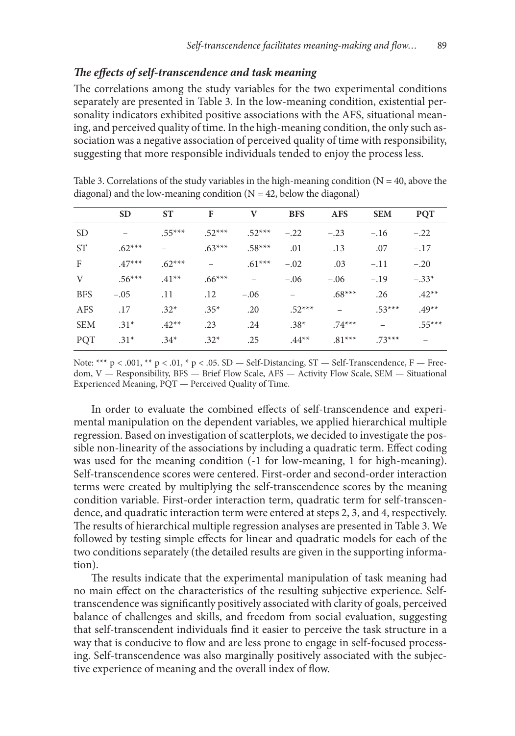### *The effects of self-transcendence and task meaning*

The correlations among the study variables for the two experimental conditions separately are presented in Table 3. In the low-meaning condition, existential personality indicators exhibited positive associations with the AFS, situational meaning, and perceived quality of time. In the high-meaning condition, the only such association was a negative association of perceived quality of time with responsibility, suggesting that more responsible individuals tended to enjoy the process less.

Table 3. Correlations of the study variables in the high-meaning condition (N = 40, above the diagonal) and the low-meaning condition (N = 42, below the diagonal)

| | SD | ST | F | V | BFS | AFS | SEM | PQT |
|---|---|---|---|---|---|---|---|---|
| SD | – | .55*** | .52*** | .52*** | −.22 | −.23 | −.16 | −.22 |
| ST | .62*** | – | .63*** | .58*** | .01 | .13 | .07 | −.17 |
| F | .47*** | .62*** | – | .61*** | −.02 | .03 | −.11 | −.20 |
| V | .56*** | .41** | .66*** | – | −.06 | −.06 | −.19 | −.33* |
| BFS | −.05 | .11 | .12 | −.06 | – | .68*** | .26 | .42** |
| AFS | .17 | .32* | .35* | .20 | .52*** | – | .53*** | .49** |
| SEM | .31* | .42** | .23 | .24 | .38* | .74*** | – | .55*** |
| PQT | .31* | .34* | .32* | .25 | .44** | .81*** | .73*** | – |

Note: *** p < .001, ** p < .01, * p < .05. SD — Self-Distancing, ST — Self-Transcendence, F — Freedom, V — Responsibility, BFS — Brief Flow Scale, AFS — Activity Flow Scale, SEM — Situational Experienced Meaning, PQT — Perceived Quality of Time.

In order to evaluate the combined effects of self-transcendence and experimental manipulation on the dependent variables, we applied hierarchical multiple regression. Based on investigation of scatterplots, we decided to investigate the possible non-linearity of the associations by including a quadratic term. Effect coding was used for the meaning condition (-1 for low-meaning, 1 for high-meaning). Self-transcendence scores were centered. First-order and second-order interaction terms were created by multiplying the self-transcendence scores by the meaning condition variable. First-order interaction term, quadratic term for self-transcendence, and quadratic interaction term were entered at steps 2, 3, and 4, respectively. The results of hierarchical multiple regression analyses are presented in Table 3. We followed by testing simple effects for linear and quadratic models for each of the two conditions separately (the detailed results are given in the supporting information).

The results indicate that the experimental manipulation of task meaning had no main effect on the characteristics of the resulting subjective experience. Self-transcendence was significantly positively associated with clarity of goals, perceived balance of challenges and skills, and freedom from social evaluation, suggesting that self-transcendent individuals find it easier to perceive the task structure in a way that is conducive to flow and are less prone to engage in self-focused processing. Self-transcendence was also marginally positively associated with the subjective experience of meaning and the overall index of flow.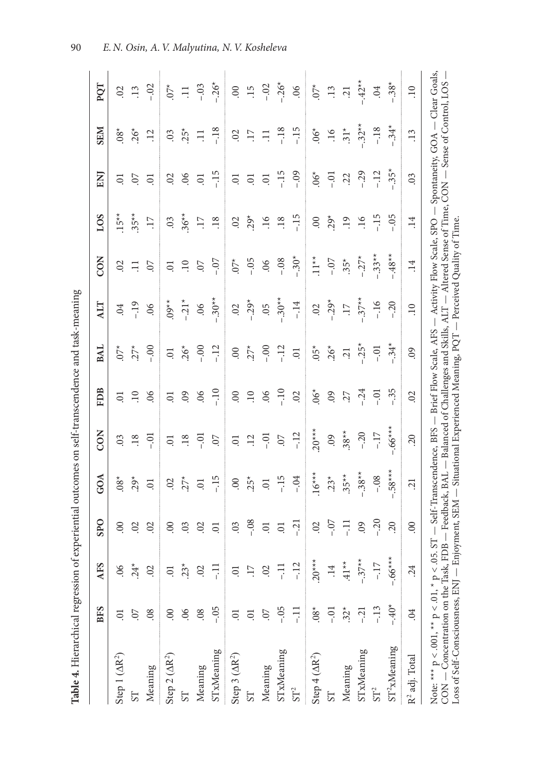**Table 4.** Hierarchical regression of experiential outcomes on self-transcendence and task-meaning

|  | BFS | AFS | SPO | GOA | CON | FDB | BAL | ALT | CON | LOS | ENJ | SEM | PQT |
|---|---|---|---|---|---|---|---|---|---|---|---|---|---|
| Step 1 ($\Delta R^2$) | .01 | .06 | .00 | .08* | .03 | .01 | .07* | .04 | .02 | .15** | .01 | .08* | .02 |
| ST | .07 | .24* | .02 | .29* | .18 | .10 | .27* | -.19 | .11 | .35** | .07 | .26* | .13 |
| Meaning | .08 | .02 | .02 | .01 | -.01 | .06 | -.00 | .06 | .07 | .17 | .01 | .12 | -.02 |
| Step 2 ($\Delta R^2$) | .00 | .01 | .00 | .02 | .01 | .01 | .01 | .09** | .01 | .03 | .02 | .03 | .07* |
| ST | .06 | .23* | .03 | .27* | .18 | .09 | .26* | -.21* | .10 | .36** | .06 | .25* | .11 |
| Meaning | .08 | .02 | .02 | .01 | -.01 | .06 | -.00 | .06 | .07 | .17 | .01 | .11 | -.03 |
| STxMeaning | -.05 | -.11 | .01 | -.15 | .07 | -.10 | -.12 | -.30** | -.07 | .18 | -.15 | -.18 | -.26* |
| Step 3 ($\Delta R^2$) | .01 | .01 | .03 | .00 | .01 | .00 | .00 | .02 | .07* | .02 | .01 | .02 | .00 |
| ST | .01 | .17 | -.08 | .25* | .12 | .10 | .27* | -.29* | -.05 | .29* | .01 | .17 | .15 |
| Meaning | .07 | .02 | .01 | .01 | -.01 | .06 | -.00 | .05 | .06 | .16 | .01 | .11 | -.02 |
| STxMeaning | -.05 | -.11 | .01 | -.15 | .07 | -.10 | -.12 | -.30** | -.08 | .18 | -.15 | -.18 | -.26* |
| $ST^2$ | -.11 | -.12 | -.21 | -.04 | -.12 | .02 | .01 | -.14 | -.30* | -.15 | -.09 | -.15 | .06 |
| Step 4 ($\Delta R^2$) | .08* | .20*** | .02 | .16*** | .20*** | .06* | .05* | .02 | .11** | .00 | .06* | .06* | .07* |
| ST | -.01 | .14 | -.07 | .23* | .09 | .09 | .26* | -.29* | -.07 | .29* | -.01 | .16 | .13 |
| Meaning | .32* | .41** | -.11 | .35** | .38** | .27 | .21 | .17 | .35* | .19 | .22 | .31* | .21 |
| STxMeaning | -.21 | -.37** | .09 | -.38** | -.20 | -.24 | -.25* | -.37** | -.27* | .16 | -.29 | -.32** | -.42** |
| $ST^2$ | -.13 | -.17 | -.20 | -.08 | -.17 | -.01 | -.01 | -.16 | -.33** | -.15 | -.12 | -.18 | .04 |
| $ST^2$xMeaning | -.40* | -.66*** | .20 | -.58*** | -.66*** | -.35 | -.34* | -.20 | -.48** | -.05 | -.35* | -.34* | -.38* |
| $R^2$ adj. Total | .04 | .24 | .00 | .21 | .20 | .02 | .09 | .10 | .14 | .14 | .03 | .13 | .10 |

Note: *** $p < .001$, ** $p < .01$, * $p < .05$. ST — Self-Transcendence, BFS — Brief Flow Scale, AFS — Activity Flow Scale, SPO — Spontaneity, GOA — Clear Goals, CON — Concentration on the Task, FDB — Feedback, BAL — Balanced of Challenges and Skills, ALT — Altered Sense of Time, CON — Sense of Control, LOS — Loss of Self-Consciousness, ENJ — Enjoyment, SEM — Situational Experienced Meaning, PQT — Perceived Quality of Time.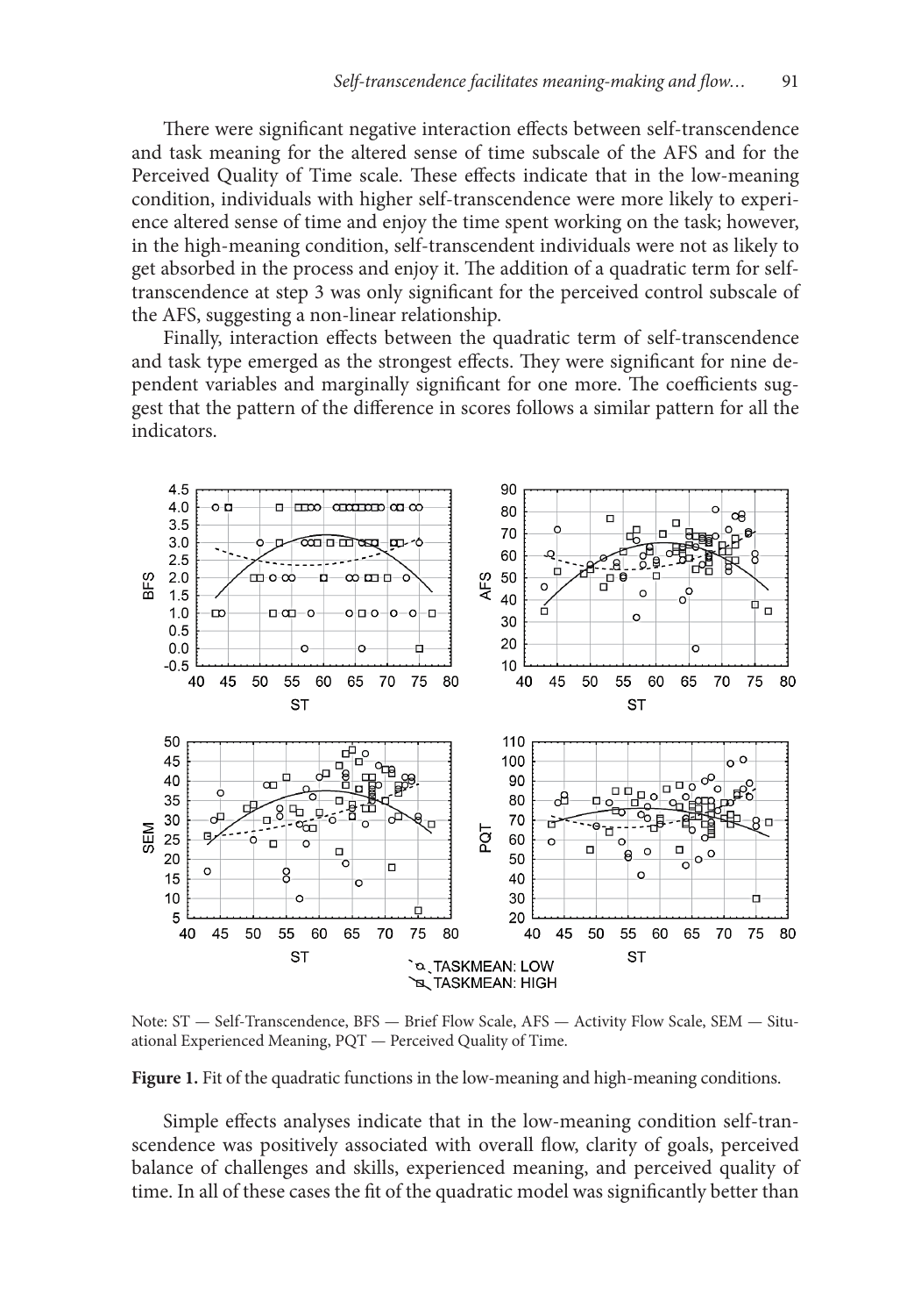There were significant negative interaction effects between self-transcendence and task meaning for the altered sense of time subscale of the AFS and for the Perceived Quality of Time scale. These effects indicate that in the low-meaning condition, individuals with higher self-transcendence were more likely to experience altered sense of time and enjoy the time spent working on the task; however, in the high-meaning condition, self-transcendent individuals were not as likely to get absorbed in the process and enjoy it. The addition of a quadratic term for self-transcendence at step 3 was only significant for the perceived control subscale of the AFS, suggesting a non-linear relationship.

Finally, interaction effects between the quadratic term of self-transcendence and task type emerged as the strongest effects. They were significant for nine dependent variables and marginally significant for one more. The coefficients suggest that the pattern of the difference in scores follows a similar pattern for all the indicators.

Note: ST — Self-Transcendence, BFS — Brief Flow Scale, AFS — Activity Flow Scale, SEM — Situational Experienced Meaning, PQT — Perceived Quality of Time.

**Figure 1.** Fit of the quadratic functions in the low-meaning and high-meaning conditions.

Simple effects analyses indicate that in the low-meaning condition self-transcendence was positively associated with overall flow, clarity of goals, perceived balance of challenges and skills, experienced meaning, and perceived quality of time. In all of these cases the fit of the quadratic model was significantly better than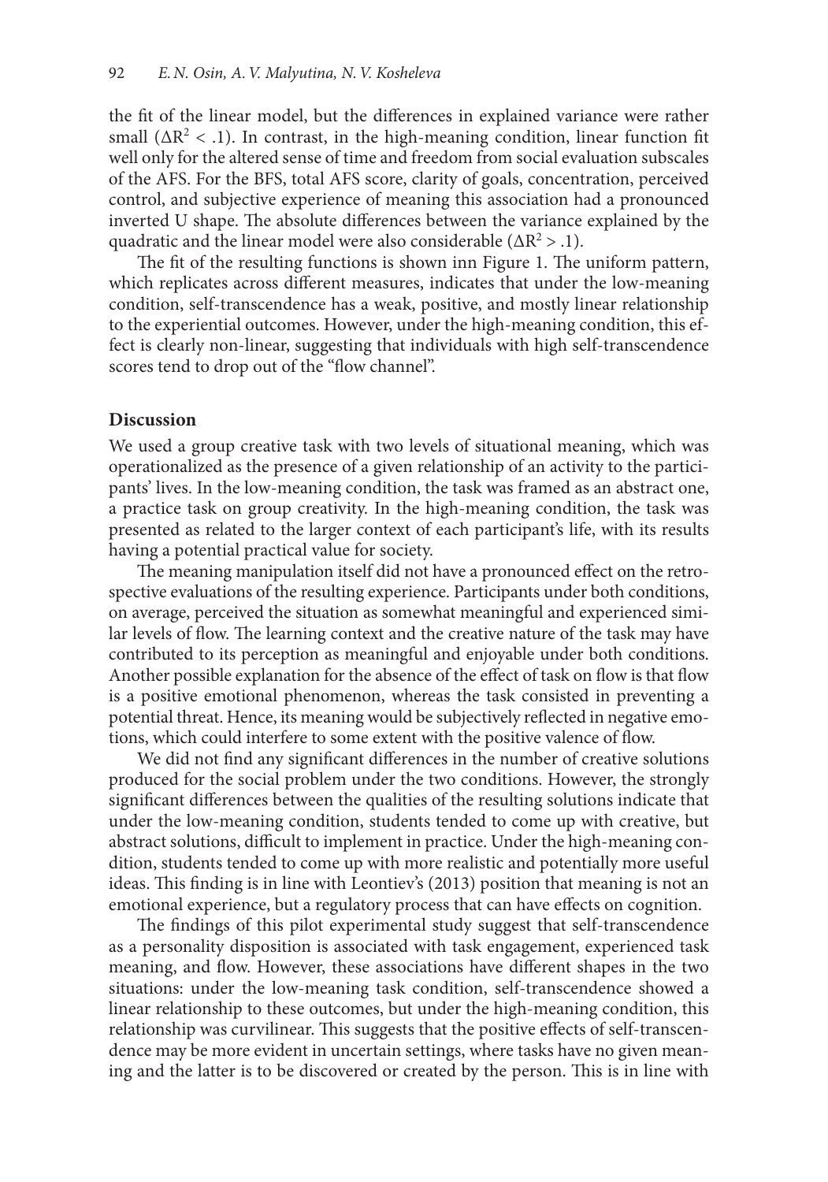the fit of the linear model, but the differences in explained variance were rather small ($\Delta R^2 < .1$). In contrast, in the high-meaning condition, linear function fit well only for the altered sense of time and freedom from social evaluation subscales of the AFS. For the BFS, total AFS score, clarity of goals, concentration, perceived control, and subjective experience of meaning this association had a pronounced inverted U shape. The absolute differences between the variance explained by the quadratic and the linear model were also considerable ($\Delta R^2 > .1$).

The fit of the resulting functions is shown inn Figure 1. The uniform pattern, which replicates across different measures, indicates that under the low-meaning condition, self-transcendence has a weak, positive, and mostly linear relationship to the experiential outcomes. However, under the high-meaning condition, this effect is clearly non-linear, suggesting that individuals with high self-transcendence scores tend to drop out of the "flow channel".

## Discussion

We used a group creative task with two levels of situational meaning, which was operationalized as the presence of a given relationship of an activity to the participants' lives. In the low-meaning condition, the task was framed as an abstract one, a practice task on group creativity. In the high-meaning condition, the task was presented as related to the larger context of each participant's life, with its results having a potential practical value for society.

The meaning manipulation itself did not have a pronounced effect on the retrospective evaluations of the resulting experience. Participants under both conditions, on average, perceived the situation as somewhat meaningful and experienced similar levels of flow. The learning context and the creative nature of the task may have contributed to its perception as meaningful and enjoyable under both conditions. Another possible explanation for the absence of the effect of task on flow is that flow is a positive emotional phenomenon, whereas the task consisted in preventing a potential threat. Hence, its meaning would be subjectively reflected in negative emotions, which could interfere to some extent with the positive valence of flow.

We did not find any significant differences in the number of creative solutions produced for the social problem under the two conditions. However, the strongly significant differences between the qualities of the resulting solutions indicate that under the low-meaning condition, students tended to come up with creative, but abstract solutions, difficult to implement in practice. Under the high-meaning condition, students tended to come up with more realistic and potentially more useful ideas. This finding is in line with Leontiev's (2013) position that meaning is not an emotional experience, but a regulatory process that can have effects on cognition.

The findings of this pilot experimental study suggest that self-transcendence as a personality disposition is associated with task engagement, experienced task meaning, and flow. However, these associations have different shapes in the two situations: under the low-meaning task condition, self-transcendence showed a linear relationship to these outcomes, but under the high-meaning condition, this relationship was curvilinear. This suggests that the positive effects of self-transcendence may be more evident in uncertain settings, where tasks have no given meaning and the latter is to be discovered or created by the person. This is in line with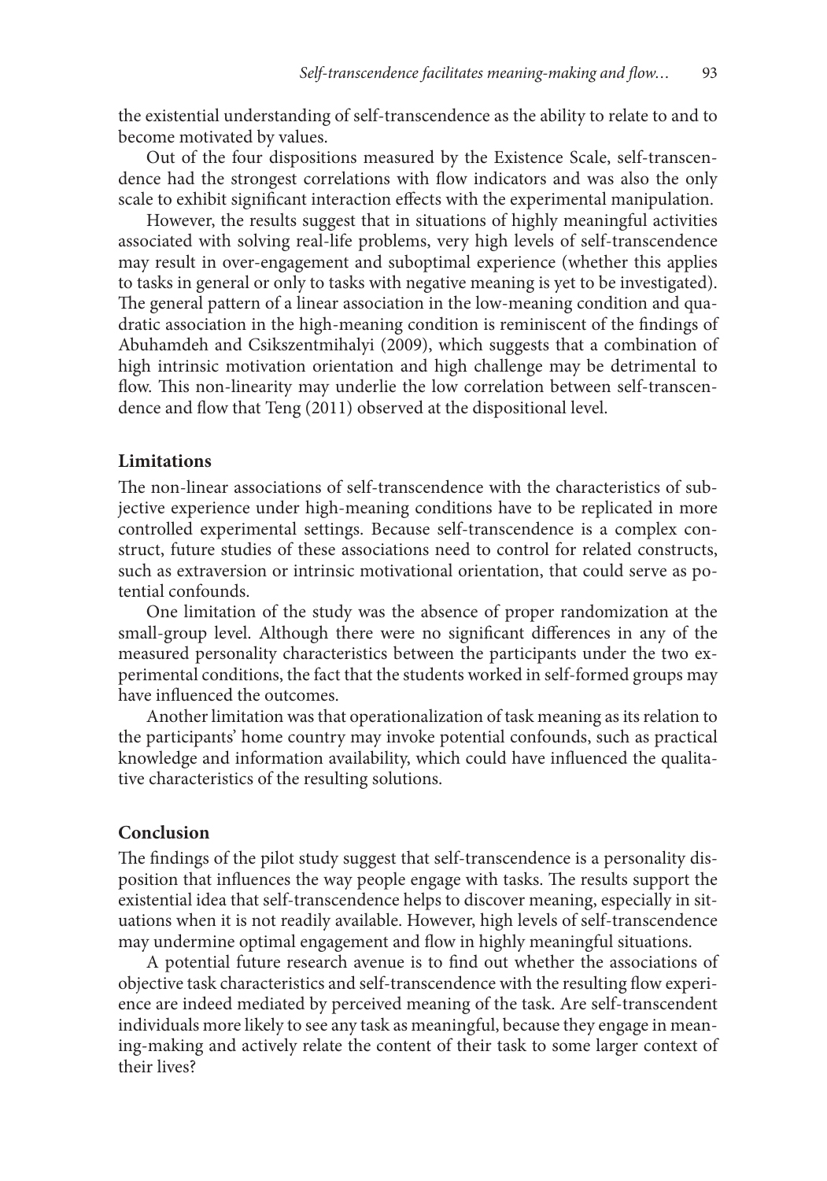the existential understanding of self-transcendence as the ability to relate to and to become motivated by values.

Out of the four dispositions measured by the Existence Scale, self-transcendence had the strongest correlations with flow indicators and was also the only scale to exhibit significant interaction effects with the experimental manipulation.

However, the results suggest that in situations of highly meaningful activities associated with solving real-life problems, very high levels of self-transcendence may result in over-engagement and suboptimal experience (whether this applies to tasks in general or only to tasks with negative meaning is yet to be investigated). The general pattern of a linear association in the low-meaning condition and quadratic association in the high-meaning condition is reminiscent of the findings of Abuhamdeh and Csikszentmihalyi (2009), which suggests that a combination of high intrinsic motivation orientation and high challenge may be detrimental to flow. This non-linearity may underlie the low correlation between self-transcendence and flow that Teng (2011) observed at the dispositional level.

## Limitations

The non-linear associations of self-transcendence with the characteristics of subjective experience under high-meaning conditions have to be replicated in more controlled experimental settings. Because self-transcendence is a complex construct, future studies of these associations need to control for related constructs, such as extraversion or intrinsic motivational orientation, that could serve as potential confounds.

One limitation of the study was the absence of proper randomization at the small-group level. Although there were no significant differences in any of the measured personality characteristics between the participants under the two experimental conditions, the fact that the students worked in self-formed groups may have influenced the outcomes.

Another limitation was that operationalization of task meaning as its relation to the participants' home country may invoke potential confounds, such as practical knowledge and information availability, which could have influenced the qualitative characteristics of the resulting solutions.

## Conclusion

The findings of the pilot study suggest that self-transcendence is a personality disposition that influences the way people engage with tasks. The results support the existential idea that self-transcendence helps to discover meaning, especially in situations when it is not readily available. However, high levels of self-transcendence may undermine optimal engagement and flow in highly meaningful situations.

A potential future research avenue is to find out whether the associations of objective task characteristics and self-transcendence with the resulting flow experience are indeed mediated by perceived meaning of the task. Are self-transcendent individuals more likely to see any task as meaningful, because they engage in meaning-making and actively relate the content of their task to some larger context of their lives?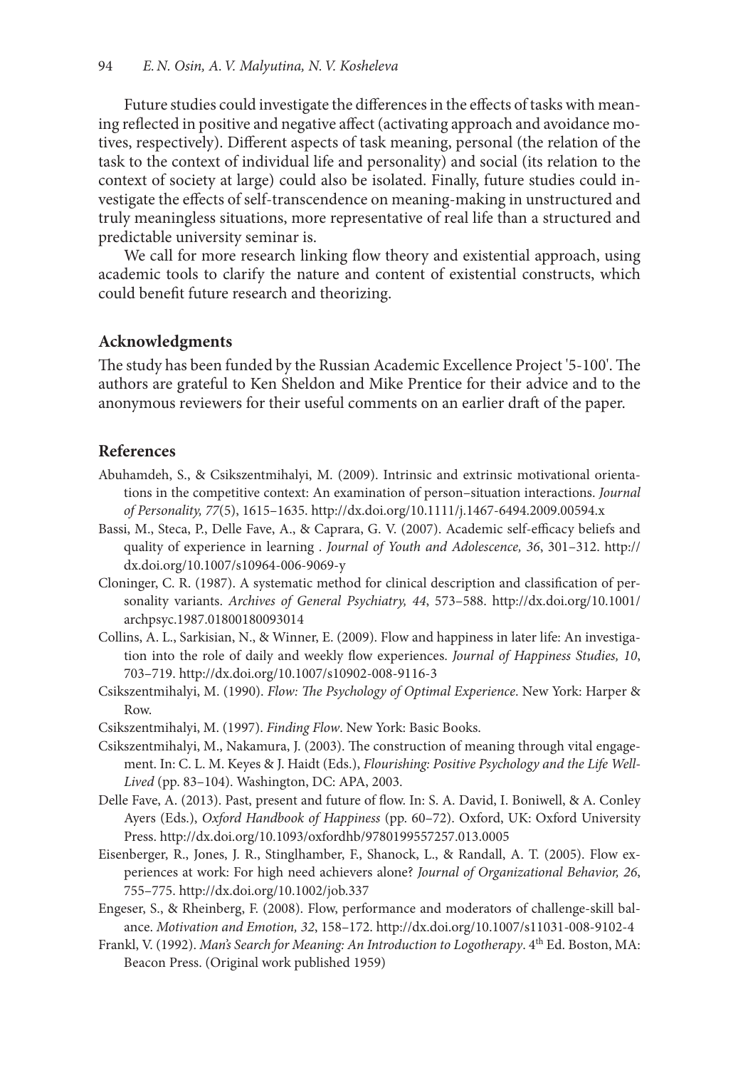Future studies could investigate the differences in the effects of tasks with meaning reflected in positive and negative affect (activating approach and avoidance motives, respectively). Different aspects of task meaning, personal (the relation of the task to the context of individual life and personality) and social (its relation to the context of society at large) could also be isolated. Finally, future studies could investigate the effects of self-transcendence on meaning-making in unstructured and truly meaningless situations, more representative of real life than a structured and predictable university seminar is.

We call for more research linking flow theory and existential approach, using academic tools to clarify the nature and content of existential constructs, which could benefit future research and theorizing.

## Acknowledgments

The study has been funded by the Russian Academic Excellence Project '5-100'. The authors are grateful to Ken Sheldon and Mike Prentice for their advice and to the anonymous reviewers for their useful comments on an earlier draft of the paper.

## References

Abuhamdeh, S., & Csikszentmihalyi, M. (2009). Intrinsic and extrinsic motivational orientations in the competitive context: An examination of person–situation interactions. *Journal of Personality, 77*(5), 1615–1635. http://dx.doi.org/10.1111/j.1467-6494.2009.00594.x

Bassi, M., Steca, P., Delle Fave, A., & Caprara, G. V. (2007). Academic self-efficacy beliefs and quality of experience in learning . *Journal of Youth and Adolescence, 36*, 301–312. http://dx.doi.org/10.1007/s10964-006-9069-y

Cloninger, C. R. (1987). A systematic method for clinical description and classification of personality variants. *Archives of General Psychiatry, 44*, 573–588. http://dx.doi.org/10.1001/archpsyc.1987.01800180093014

Collins, A. L., Sarkisian, N., & Winner, E. (2009). Flow and happiness in later life: An investigation into the role of daily and weekly flow experiences. *Journal of Happiness Studies, 10*, 703–719. http://dx.doi.org/10.1007/s10902-008-9116-3

Csikszentmihalyi, M. (1990). *Flow: The Psychology of Optimal Experience*. New York: Harper & Row.

Csikszentmihalyi, M. (1997). *Finding Flow*. New York: Basic Books.

Csikszentmihalyi, M., Nakamura, J. (2003). The construction of meaning through vital engagement. In: C. L. M. Keyes & J. Haidt (Eds.), *Flourishing: Positive Psychology and the Life Well-Lived* (pp. 83–104). Washington, DC: APA, 2003.

Delle Fave, A. (2013). Past, present and future of flow. In: S. A. David, I. Boniwell, & A. Conley Ayers (Eds.), *Oxford Handbook of Happiness* (pp. 60–72). Oxford, UK: Oxford University Press. http://dx.doi.org/10.1093/oxfordhb/9780199557257.013.0005

Eisenberger, R., Jones, J. R., Stinglhamber, F., Shanock, L., & Randall, A. T. (2005). Flow experiences at work: For high need achievers alone? *Journal of Organizational Behavior, 26*, 755–775. http://dx.doi.org/10.1002/job.337

Engeser, S., & Rheinberg, F. (2008). Flow, performance and moderators of challenge-skill balance. *Motivation and Emotion, 32*, 158–172. http://dx.doi.org/10.1007/s11031-008-9102-4

Frankl, V. (1992). *Man's Search for Meaning: An Introduction to Logotherapy*. 4th Ed. Boston, MA: Beacon Press. (Original work published 1959)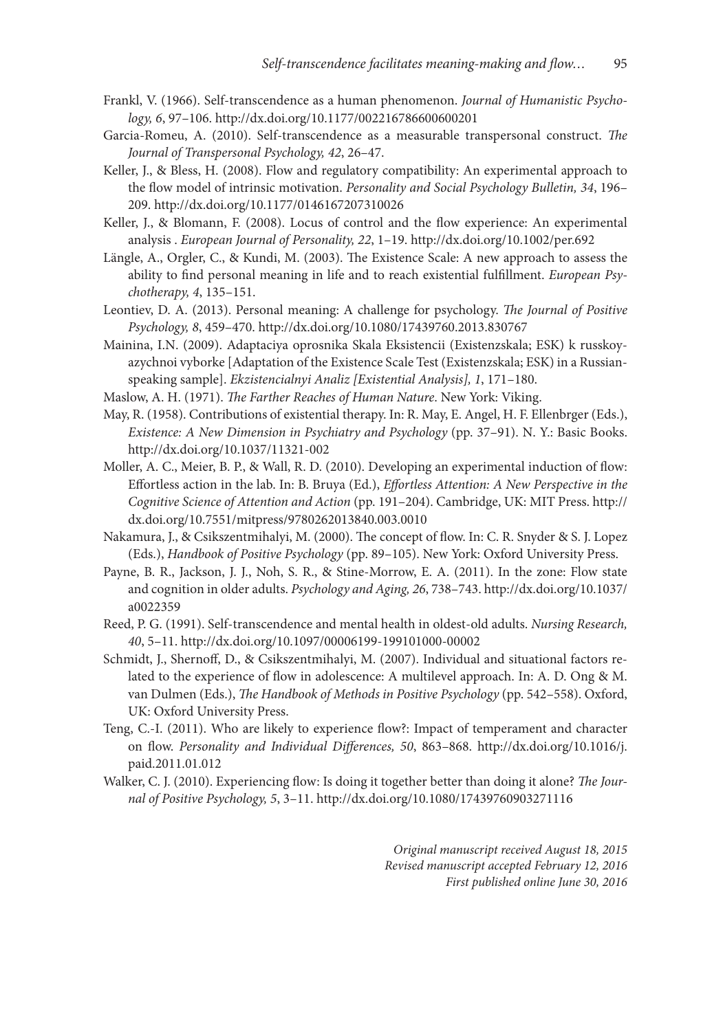Frankl, V. (1966). Self-transcendence as a human phenomenon. *Journal of Humanistic Psychology, 6*, 97–106. http://dx.doi.org/10.1177/002216786600600201

Garcia-Romeu, A. (2010). Self-transcendence as a measurable transpersonal construct. *The Journal of Transpersonal Psychology, 42*, 26–47.

Keller, J., & Bless, H. (2008). Flow and regulatory compatibility: An experimental approach to the flow model of intrinsic motivation. *Personality and Social Psychology Bulletin, 34*, 196–209. http://dx.doi.org/10.1177/0146167207310026

Keller, J., & Blomann, F. (2008). Locus of control and the flow experience: An experimental analysis . *European Journal of Personality, 22*, 1–19. http://dx.doi.org/10.1002/per.692

Längle, A., Orgler, C., & Kundi, M. (2003). The Existence Scale: A new approach to assess the ability to find personal meaning in life and to reach existential fulfillment. *European Psychotherapy, 4*, 135–151.

Leontiev, D. A. (2013). Personal meaning: A challenge for psychology. *The Journal of Positive Psychology, 8*, 459–470. http://dx.doi.org/10.1080/17439760.2013.830767

Mainina, I.N. (2009). Adaptaciya oprosnika Skala Eksistencii (Existenzskala; ESK) k russkoyazychnoi vyborke [Adaptation of the Existence Scale Test (Existenzskala; ESK) in a Russian-speaking sample]. *Ekzistencialnyi Analiz [Existential Analysis], 1*, 171–180.

Maslow, A. H. (1971). *The Farther Reaches of Human Nature*. New York: Viking.

May, R. (1958). Contributions of existential therapy. In: R. May, E. Angel, H. F. Ellenbrger (Eds.), *Existence: A New Dimension in Psychiatry and Psychology* (pp. 37–91). N. Y.: Basic Books. http://dx.doi.org/10.1037/11321-002

Moller, A. C., Meier, B. P., & Wall, R. D. (2010). Developing an experimental induction of flow: Effortless action in the lab. In: B. Bruya (Ed.), *Effortless Attention: A New Perspective in the Cognitive Science of Attention and Action* (pp. 191–204). Cambridge, UK: MIT Press. http://dx.doi.org/10.7551/mitpress/9780262013840.003.0010

Nakamura, J., & Csikszentmihalyi, M. (2000). The concept of flow. In: C. R. Snyder & S. J. Lopez (Eds.), *Handbook of Positive Psychology* (pp. 89–105). New York: Oxford University Press.

Payne, B. R., Jackson, J. J., Noh, S. R., & Stine-Morrow, E. A. (2011). In the zone: Flow state and cognition in older adults. *Psychology and Aging, 26*, 738–743. http://dx.doi.org/10.1037/a0022359

Reed, P. G. (1991). Self-transcendence and mental health in oldest-old adults. *Nursing Research, 40*, 5–11. http://dx.doi.org/10.1097/00006199-199101000-00002

Schmidt, J., Shernoff, D., & Csikszentmihalyi, M. (2007). Individual and situational factors related to the experience of flow in adolescence: A multilevel approach. In: A. D. Ong & M. van Dulmen (Eds.), *The Handbook of Methods in Positive Psychology* (pp. 542–558). Oxford, UK: Oxford University Press.

Teng, C.-I. (2011). Who are likely to experience flow?: Impact of temperament and character on flow. *Personality and Individual Differences, 50*, 863–868. http://dx.doi.org/10.1016/j.paid.2011.01.012

Walker, C. J. (2010). Experiencing flow: Is doing it together better than doing it alone? *The Journal of Positive Psychology, 5*, 3–11. http://dx.doi.org/10.1080/17439760903271116

*Original manuscript received August 18, 2015*
*Revised manuscript accepted February 12, 2016*
*First published online June 30, 2016*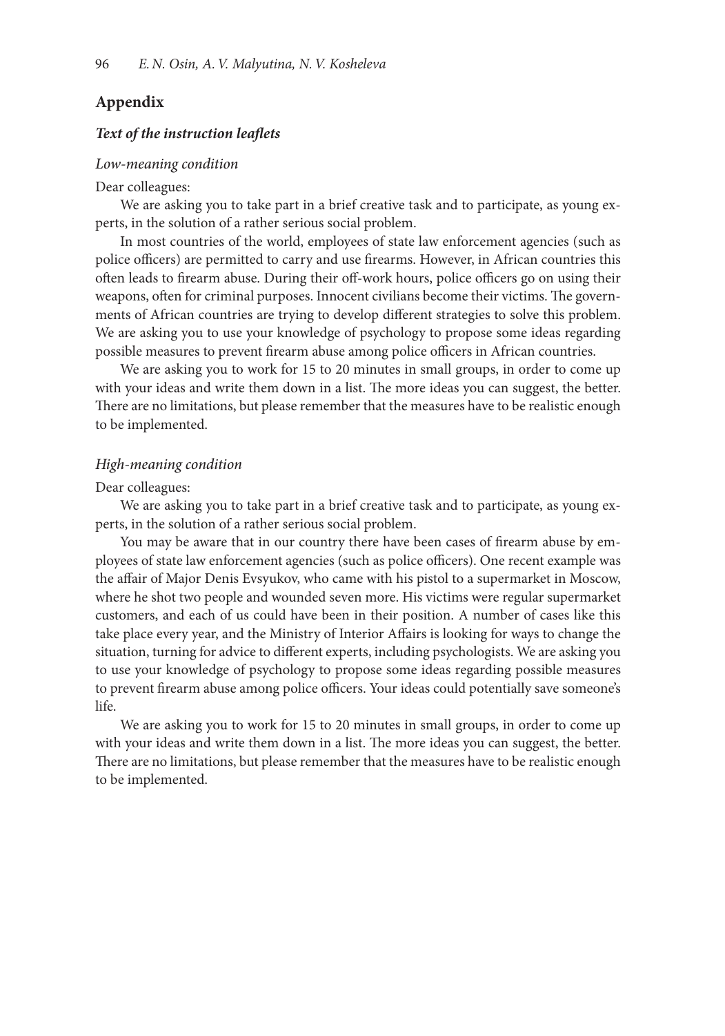## Appendix

### *Text of the instruction leaflets*

*Low-meaning condition*

Dear colleagues:

We are asking you to take part in a brief creative task and to participate, as young experts, in the solution of a rather serious social problem.

In most countries of the world, employees of state law enforcement agencies (such as police officers) are permitted to carry and use firearms. However, in African countries this often leads to firearm abuse. During their off-work hours, police officers go on using their weapons, often for criminal purposes. Innocent civilians become their victims. The governments of African countries are trying to develop different strategies to solve this problem. We are asking you to use your knowledge of psychology to propose some ideas regarding possible measures to prevent firearm abuse among police officers in African countries.

We are asking you to work for 15 to 20 minutes in small groups, in order to come up with your ideas and write them down in a list. The more ideas you can suggest, the better. There are no limitations, but please remember that the measures have to be realistic enough to be implemented.

*High-meaning condition*

Dear colleagues:

We are asking you to take part in a brief creative task and to participate, as young experts, in the solution of a rather serious social problem.

You may be aware that in our country there have been cases of firearm abuse by employees of state law enforcement agencies (such as police officers). One recent example was the affair of Major Denis Evsyukov, who came with his pistol to a supermarket in Moscow, where he shot two people and wounded seven more. His victims were regular supermarket customers, and each of us could have been in their position. A number of cases like this take place every year, and the Ministry of Interior Affairs is looking for ways to change the situation, turning for advice to different experts, including psychologists. We are asking you to use your knowledge of psychology to propose some ideas regarding possible measures to prevent firearm abuse among police officers. Your ideas could potentially save someone's life.

We are asking you to work for 15 to 20 minutes in small groups, in order to come up with your ideas and write them down in a list. The more ideas you can suggest, the better. There are no limitations, but please remember that the measures have to be realistic enough to be implemented.